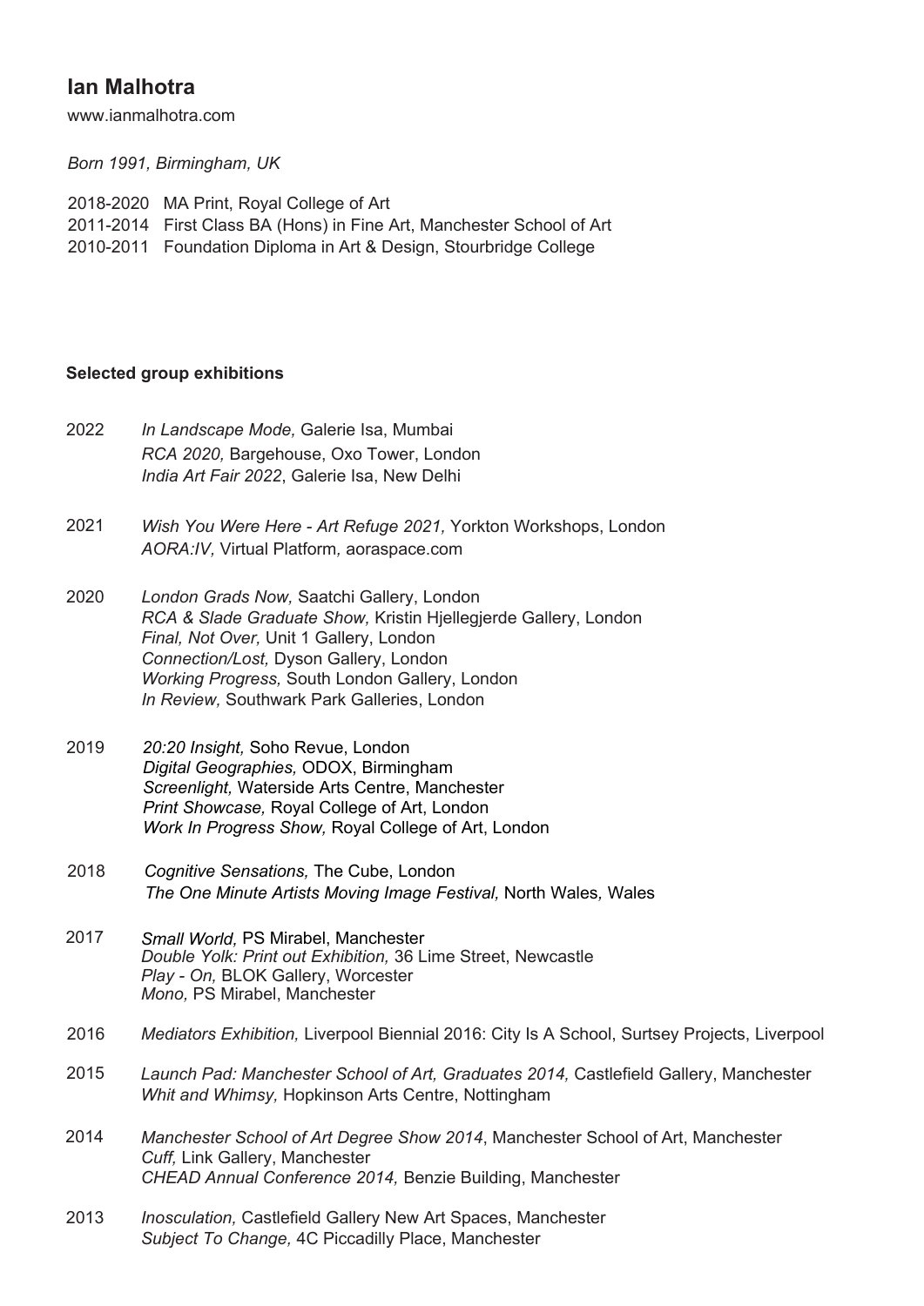# Ian Malhotra

www.ianmalhotra.com

*Born 1991, Birmingham, UK*

2018-2020 MA Print, Royal College of Art
2011-2014 First Class BA (Hons) in Fine Art, Manchester School of Art
2010-2011 Foundation Diploma in Art & Design, Stourbridge College

## Selected group exhibitions

**2022**
*In Landscape Mode,* Galerie Isa, Mumbai
*RCA 2020,* Bargehouse, Oxo Tower, London
*India Art Fair 2022*, Galerie Isa, New Delhi

**2021**
*Wish You Were Here - Art Refuge 2021,* Yorkton Workshops, London
*AORA:IV,* Virtual Platform*,* aoraspace.com

**2020**
*London Grads Now,* Saatchi Gallery, London
*RCA & Slade Graduate Show,* Kristin Hjellegjerde Gallery, London
*Final, Not Over,* Unit 1 Gallery, London
*Connection/Lost,* Dyson Gallery, London
*Working Progress,* South London Gallery, London
*In Review,* Southwark Park Galleries, London

**2019**
*20:20 Insight,* Soho Revue, London
*Digital Geographies,* ODOX, Birmingham
*Screenlight,* Waterside Arts Centre, Manchester
*Print Showcase,* Royal College of Art, London
*Work In Progress Show,* Royal College of Art, London

**2018**
*Cognitive Sensations,* The Cube, London
*The One Minute Artists Moving Image Festival,* North Wales*,* Wales

**2017**
*Small World,* PS Mirabel, Manchester
*Double Yolk: Print out Exhibition,* 36 Lime Street, Newcastle
*Play - On,* BLOK Gallery, Worcester
*Mono,* PS Mirabel, Manchester

**2016**
*Mediators Exhibition,* Liverpool Biennial 2016: City Is A School, Surtsey Projects, Liverpool

**2015**
*Launch Pad: Manchester School of Art, Graduates 2014,* Castlefield Gallery, Manchester
*Whit and Whimsy,* Hopkinson Arts Centre, Nottingham

**2014**
*Manchester School of Art Degree Show 2014*, Manchester School of Art, Manchester
*Cuff,* Link Gallery, Manchester
*CHEAD Annual Conference 2014,* Benzie Building, Manchester

**2013**
*Inosculation,* Castlefield Gallery New Art Spaces, Manchester
*Subject To Change,* 4C Piccadilly Place, Manchester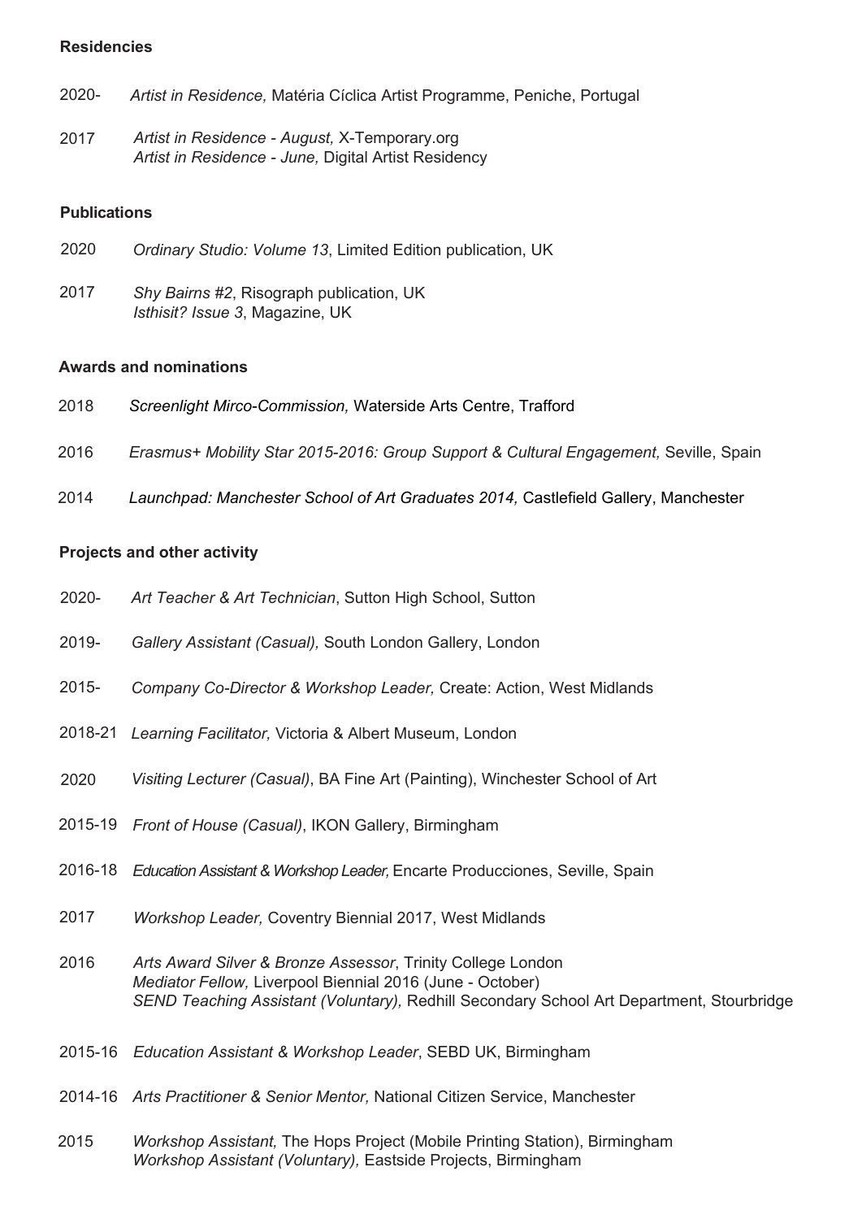## Residencies

2020- *Artist in Residence,* Matéria Cíclica Artist Programme, Peniche, Portugal

2017 *Artist in Residence - August,* X-Temporary.org
*Artist in Residence - June,* Digital Artist Residency

## Publications

2020 *Ordinary Studio: Volume 13*, Limited Edition publication, UK

2017 *Shy Bairns #2*, Risograph publication, UK
*Isthisit? Issue 3*, Magazine, UK

## Awards and nominations

2018 *Screenlight Mirco-Commission,* Waterside Arts Centre, Trafford

2016 *Erasmus+ Mobility Star 2015-2016: Group Support & Cultural Engagement,* Seville, Spain

2014 *Launchpad: Manchester School of Art Graduates 2014,* Castlefield Gallery, Manchester

## Projects and other activity

2020- *Art Teacher & Art Technician*, Sutton High School, Sutton

2019- *Gallery Assistant (Casual),* South London Gallery, London

2015- *Company Co-Director & Workshop Leader,* Create: Action, West Midlands

2018-21 *Learning Facilitator,* Victoria & Albert Museum, London

2020 *Visiting Lecturer (Casual)*, BA Fine Art (Painting), Winchester School of Art

2015-19 *Front of House (Casual)*, IKON Gallery, Birmingham

2016-18 *Education Assistant & Workshop Leader,* Encarte Producciones, Seville, Spain

2017 *Workshop Leader,* Coventry Biennial 2017, West Midlands

2016 *Arts Award Silver & Bronze Assessor*, Trinity College London
*Mediator Fellow,* Liverpool Biennial 2016 (June - October)
*SEND Teaching Assistant (Voluntary),* Redhill Secondary School Art Department, Stourbridge

2015-16 *Education Assistant & Workshop Leader*, SEBD UK, Birmingham

2014-16 *Arts Practitioner & Senior Mentor,* National Citizen Service, Manchester

2015 *Workshop Assistant,* The Hops Project (Mobile Printing Station), Birmingham
*Workshop Assistant (Voluntary),* Eastside Projects, Birmingham